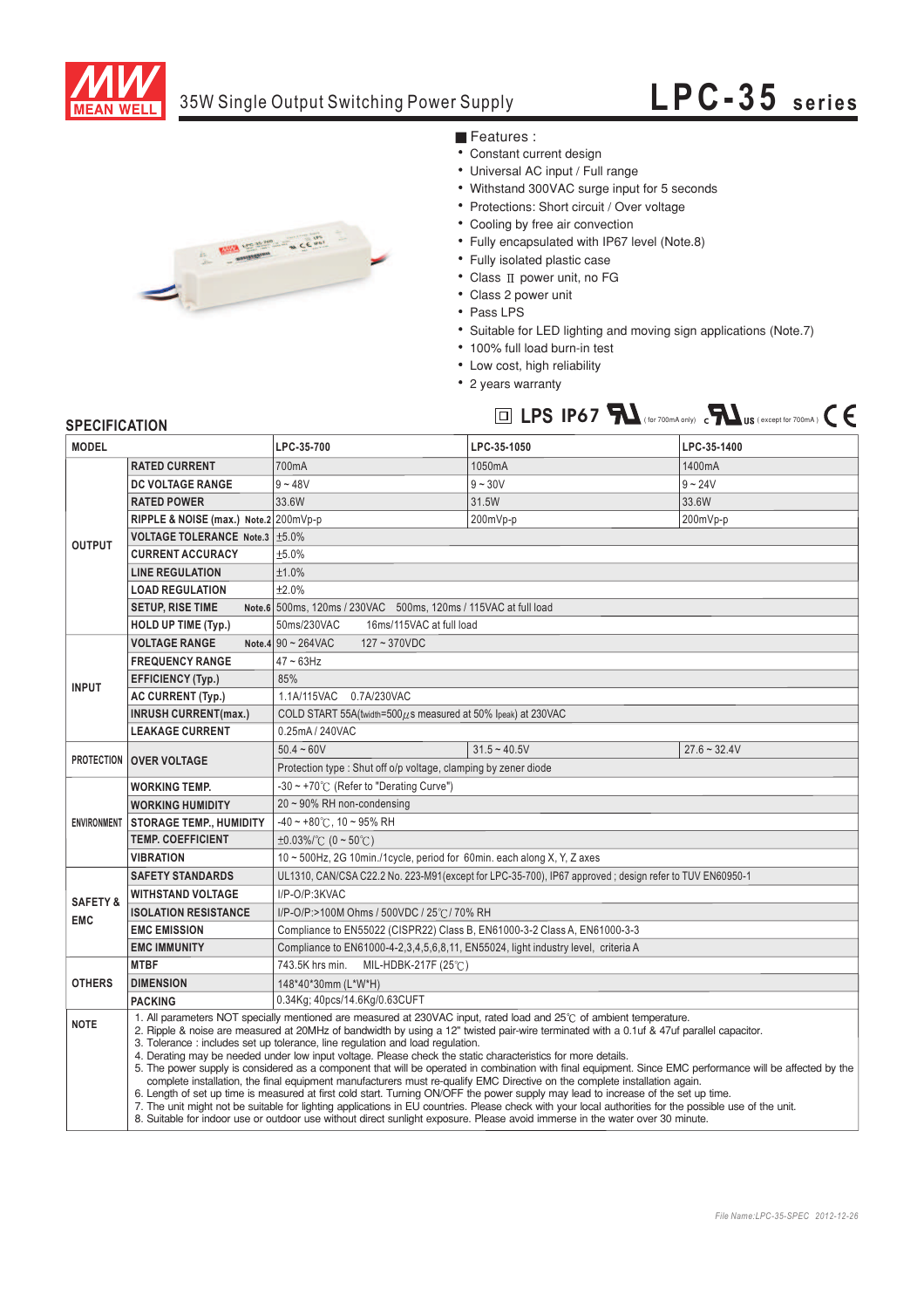# 35W Single Output Switching Power Supply

## LPC-35 series

■ Features :

- Constant current design
- Universal AC input / Full range
- Withstand 300VAC surge input for 5 seconds
- Protections: Short circuit / Over voltage
- Cooling by free air convection
- Fully encapsulated with IP67 level (Note.8)
- Fully isolated plastic case
- Class II power unit, no FG
- Class 2 power unit
- Pass LPS
- Suitable for LED lighting and moving sign applications (Note.7)
- 100% full load burn-in test
- Low cost, high reliability
- 2 years warranty

LPS IP67 (for 700mA only) (except for 700mA) CE

## SPECIFICATION

| MODEL | | LPC-35-700 | LPC-35-1050 | LPC-35-1400 |
|---|---|---|---|---|
| OUTPUT | RATED CURRENT | 700mA | 1050mA | 1400mA |
| | DC VOLTAGE RANGE | 9 ~ 48V | 9 ~ 30V | 9 ~ 24V |
| | RATED POWER | 33.6W | 31.5W | 33.6W |
| | RIPPLE & NOISE (max.) Note.2 | 200mVp-p | 200mVp-p | 200mVp-p |
| | VOLTAGE TOLERANCE Note.3 | ±5.0% | | |
| | CURRENT ACCURACY | ±5.0% | | |
| | LINE REGULATION | ±1.0% | | |
| | LOAD REGULATION | ±2.0% | | |
| | SETUP, RISE TIME Note.6 | 500ms, 120ms / 230VAC 500ms, 120ms / 115VAC at full load | | |
| | HOLD UP TIME (Typ.) | 50ms/230VAC 16ms/115VAC at full load | | |
| INPUT | VOLTAGE RANGE Note.4 | 90 ~ 264VAC 127 ~ 370VDC | | |
| | FREQUENCY RANGE | 47 ~ 63Hz | | |
| | EFFICIENCY (Typ.) | 85% | | |
| | AC CURRENT (Typ.) | 1.1A/115VAC 0.7A/230VAC | | |
| | INRUSH CURRENT(max.) | COLD START 55A(twidth=500μs measured at 50% Ipeak) at 230VAC | | |
| | LEAKAGE CURRENT | 0.25mA / 240VAC | | |
| PROTECTION | OVER VOLTAGE | 50.4 ~ 60V | 31.5 ~ 40.5V | 27.6 ~ 32.4V |
| | | Protection type : Shut off o/p voltage, clamping by zener diode | | |
| ENVIRONMENT | WORKING TEMP. | -30 ~ +70℃ (Refer to "Derating Curve") | | |
| | WORKING HUMIDITY | 20 ~ 90% RH non-condensing | | |
| | STORAGE TEMP., HUMIDITY | -40 ~ +80℃, 10 ~ 95% RH | | |
| | TEMP. COEFFICIENT | ±0.03%/℃ (0 ~ 50℃) | | |
| | VIBRATION | 10 ~ 500Hz, 2G 10min./1cycle, period for 60min. each along X, Y, Z axes | | |
| SAFETY & EMC | SAFETY STANDARDS | UL1310, CAN/CSA C22.2 No. 223-M91(except for LPC-35-700), IP67 approved ; design refer to TUV EN60950-1 | | |
| | WITHSTAND VOLTAGE | I/P-O/P:3KVAC | | |
| | ISOLATION RESISTANCE | I/P-O/P:>100M Ohms / 500VDC / 25℃/ 70% RH | | |
| | EMC EMISSION | Compliance to EN55022 (CISPR22) Class B, EN61000-3-2 Class A, EN61000-3-3 | | |
| | EMC IMMUNITY | Compliance to EN61000-4-2,3,4,5,6,8,11, EN55024, light industry level, criteria A | | |
| OTHERS | MTBF | 743.5K hrs min. MIL-HDBK-217F (25℃) | | |
| | DIMENSION | 148*40*30mm (L*W*H) | | |
| | PACKING | 0.34Kg; 40pcs/14.6Kg/0.63CUFT | | |

**NOTE**

1. All parameters NOT specially mentioned are measured at 230VAC input, rated load and 25℃ of ambient temperature.
2. Ripple & noise are measured at 20MHz of bandwidth by using a 12" twisted pair-wire terminated with a 0.1uf & 47uf parallel capacitor.
3. Tolerance : includes set up tolerance, line regulation and load regulation.
4. Derating may be needed under low input voltage. Please check the static characteristics for more details.
5. The power supply is considered as a component that will be operated in combination with final equipment. Since EMC performance will be affected by the complete installation, the final equipment manufacturers must re-qualify EMC Directive on the complete installation again.
6. Length of set up time is measured at first cold start. Turning ON/OFF the power supply may lead to increase of the set up time.
7. The unit might not be suitable for lighting applications in EU countries. Please check with your local authorities for the possible use of the unit.
8. Suitable for indoor use or outdoor use without direct sunlight exposure. Please avoid immerse in the water over 30 minute.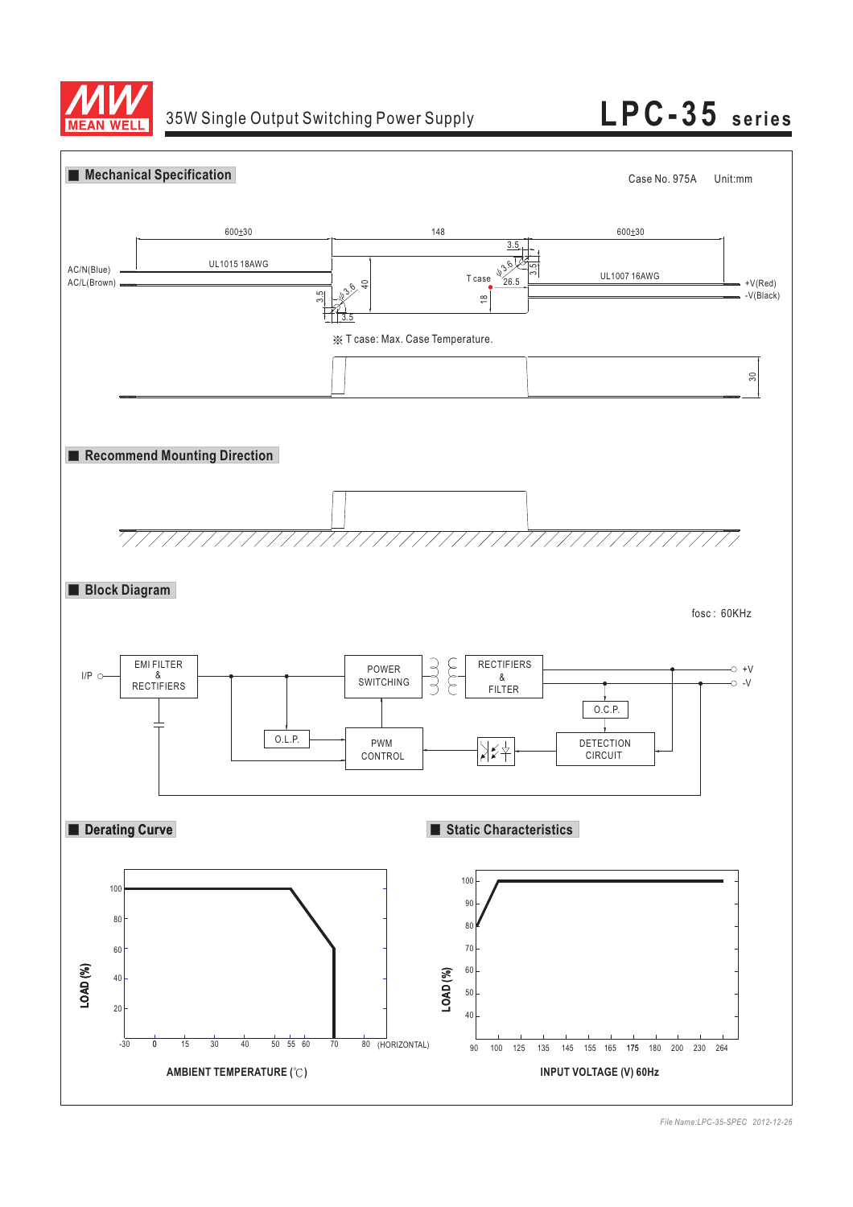# 35W Single Output Switching Power Supply

# LPC-35 series

## Mechanical Specification

Case No. 975A Unit:mm

600±30

148

600±30

UL1015 18AWG

UL1007 16AWG

AC/N(Blue)

AC/L(Brown)

+V(Red)

-V(Black)

3.5

φ3.6

3.5

T case

26.5

18

40

3.5

φ3.6

3.5

※ T case: Max. Case Temperature.

30

## Recommend Mounting Direction

## Block Diagram

fosc : 60KHz

I/P

EMI FILTER & RECTIFIERS

POWER SWITCHING

RECTIFIERS & FILTER

+V

-V

O.C.P.

O.L.P.

PWM CONTROL

DETECTION CIRCUIT

## Derating Curve

LOAD (%)

100

80

60

40

20

-30 0 15 30 40 50 55 60 70 80 (HORIZONTAL)

AMBIENT TEMPERATURE (℃)

## Static Characteristics

LOAD (%)

100

90

80

70

60

50

40

90 100 125 135 145 155 165 175 180 200 230 264

INPUT VOLTAGE (V) 60Hz

*File Name:LPC-35-SPEC 2012-12-26*